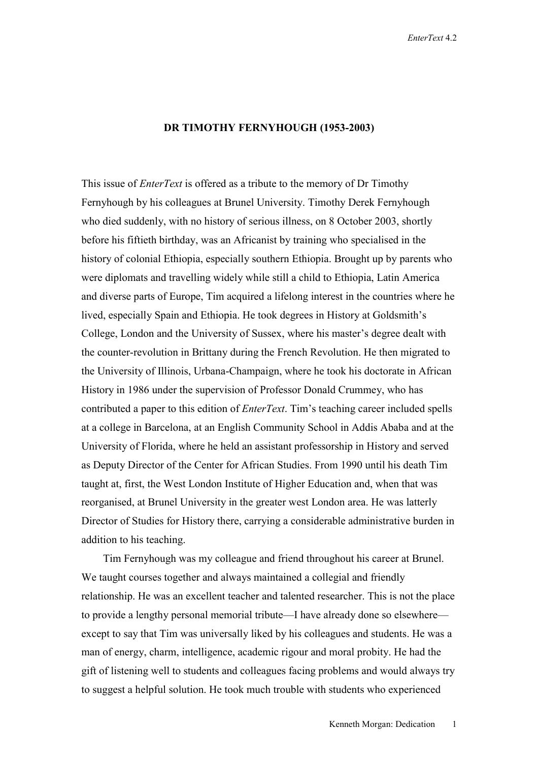# DR TIMOTHY FERNYHOUGH (1953-2003)

This issue of *EnterText* is offered as a tribute to the memory of Dr Timothy Fernyhough by his colleagues at Brunel University. Timothy Derek Fernyhough who died suddenly, with no history of serious illness, on 8 October 2003, shortly before his fiftieth birthday, was an Africanist by training who specialised in the history of colonial Ethiopia, especially southern Ethiopia. Brought up by parents who were diplomats and travelling widely while still a child to Ethiopia, Latin America and diverse parts of Europe, Tim acquired a lifelong interest in the countries where he lived, especially Spain and Ethiopia. He took degrees in History at Goldsmith's College, London and the University of Sussex, where his master's degree dealt with the counter-revolution in Brittany during the French Revolution. He then migrated to the University of Illinois, Urbana-Champaign, where he took his doctorate in African History in 1986 under the supervision of Professor Donald Crummey, who has contributed a paper to this edition of *EnterText*. Tim's teaching career included spells at a college in Barcelona, at an English Community School in Addis Ababa and at the University of Florida, where he held an assistant professorship in History and served as Deputy Director of the Center for African Studies. From 1990 until his death Tim taught at, first, the West London Institute of Higher Education and, when that was reorganised, at Brunel University in the greater west London area. He was latterly Director of Studies for History there, carrying a considerable administrative burden in addition to his teaching.

Tim Fernyhough was my colleague and friend throughout his career at Brunel. We taught courses together and always maintained a collegial and friendly relationship. He was an excellent teacher and talented researcher. This is not the place to provide a lengthy personal memorial tribute—I have already done so elsewhere—except to say that Tim was universally liked by his colleagues and students. He was a man of energy, charm, intelligence, academic rigour and moral probity. He had the gift of listening well to students and colleagues facing problems and would always try to suggest a helpful solution. He took much trouble with students who experienced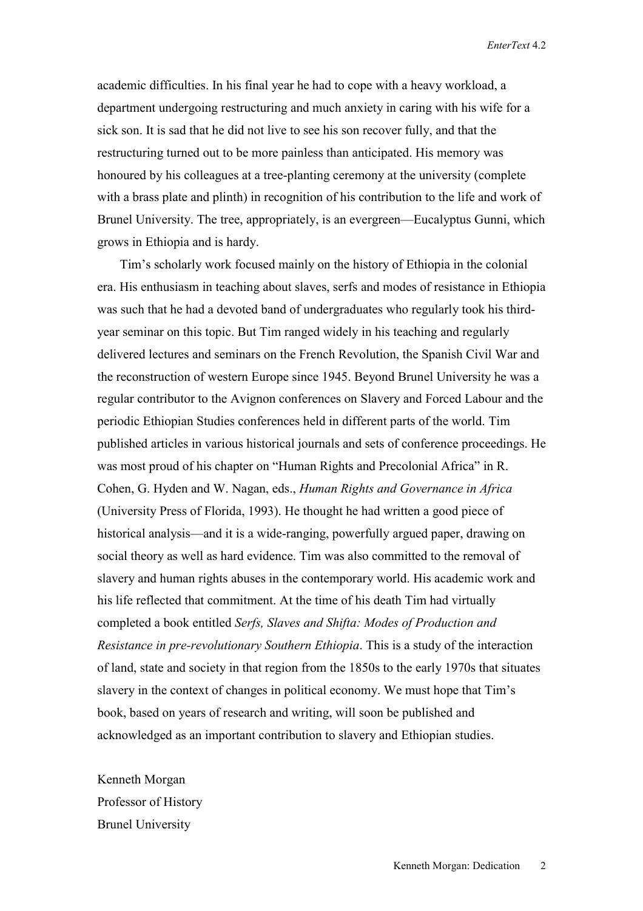academic difficulties. In his final year he had to cope with a heavy workload, a department undergoing restructuring and much anxiety in caring with his wife for a sick son. It is sad that he did not live to see his son recover fully, and that the restructuring turned out to be more painless than anticipated. His memory was honoured by his colleagues at a tree-planting ceremony at the university (complete with a brass plate and plinth) in recognition of his contribution to the life and work of Brunel University. The tree, appropriately, is an evergreen—Eucalyptus Gunni, which grows in Ethiopia and is hardy.

Tim's scholarly work focused mainly on the history of Ethiopia in the colonial era. His enthusiasm in teaching about slaves, serfs and modes of resistance in Ethiopia was such that he had a devoted band of undergraduates who regularly took his third-year seminar on this topic. But Tim ranged widely in his teaching and regularly delivered lectures and seminars on the French Revolution, the Spanish Civil War and the reconstruction of western Europe since 1945. Beyond Brunel University he was a regular contributor to the Avignon conferences on Slavery and Forced Labour and the periodic Ethiopian Studies conferences held in different parts of the world. Tim published articles in various historical journals and sets of conference proceedings. He was most proud of his chapter on "Human Rights and Precolonial Africa" in R. Cohen, G. Hyden and W. Nagan, eds., *Human Rights and Governance in Africa* (University Press of Florida, 1993). He thought he had written a good piece of historical analysis—and it is a wide-ranging, powerfully argued paper, drawing on social theory as well as hard evidence. Tim was also committed to the removal of slavery and human rights abuses in the contemporary world. His academic work and his life reflected that commitment. At the time of his death Tim had virtually completed a book entitled *Serfs, Slaves and Shifta: Modes of Production and Resistance in pre-revolutionary Southern Ethiopia*. This is a study of the interaction of land, state and society in that region from the 1850s to the early 1970s that situates slavery in the context of changes in political economy. We must hope that Tim's book, based on years of research and writing, will soon be published and acknowledged as an important contribution to slavery and Ethiopian studies.

Kenneth Morgan
Professor of History
Brunel University